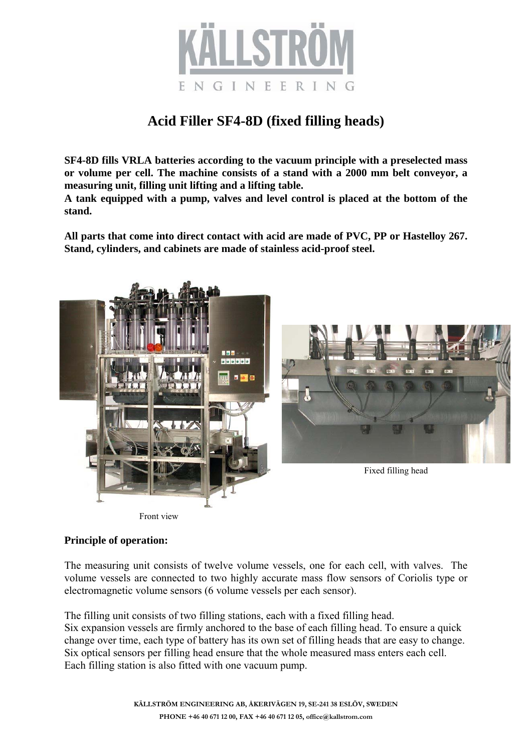# KÄLLSTRÖM ENGINEERING

## Acid Filler SF4-8D (fixed filling heads)

**SF4-8D fills VRLA batteries according to the vacuum principle with a preselected mass or volume per cell. The machine consists of a stand with a 2000 mm belt conveyor, a measuring unit, filling unit lifting and a lifting table.**
**A tank equipped with a pump, valves and level control is placed at the bottom of the stand.**

**All parts that come into direct contact with acid are made of PVC, PP or Hastelloy 267. Stand, cylinders, and cabinets are made of stainless acid-proof steel.**

Fixed filling head

Front view

**Principle of operation:**

The measuring unit consists of twelve volume vessels, one for each cell, with valves. The volume vessels are connected to two highly accurate mass flow sensors of Coriolis type or electromagnetic volume sensors (6 volume vessels per each sensor).

The filling unit consists of two filling stations, each with a fixed filling head.
Six expansion vessels are firmly anchored to the base of each filling head. To ensure a quick change over time, each type of battery has its own set of filling heads that are easy to change.
Six optical sensors per filling head ensure that the whole measured mass enters each cell.
Each filling station is also fitted with one vacuum pump.

KÄLLSTRÖM ENGINEERING AB, ÅKERIVÄGEN 19, SE-241 38 ESLÖV, SWEDEN
PHONE +46 40 671 12 00, FAX +46 40 671 12 05, office@kallstrom.com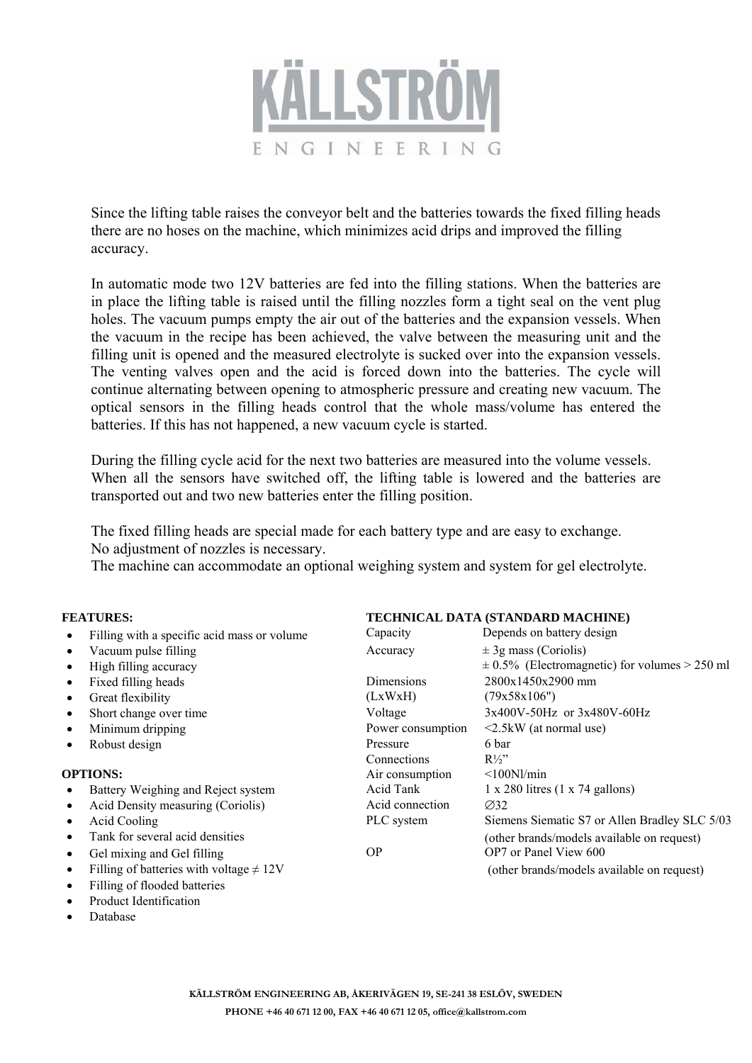Since the lifting table raises the conveyor belt and the batteries towards the fixed filling heads there are no hoses on the machine, which minimizes acid drips and improved the filling accuracy.

In automatic mode two 12V batteries are fed into the filling stations. When the batteries are in place the lifting table is raised until the filling nozzles form a tight seal on the vent plug holes. The vacuum pumps empty the air out of the batteries and the expansion vessels. When the vacuum in the recipe has been achieved, the valve between the measuring unit and the filling unit is opened and the measured electrolyte is sucked over into the expansion vessels. The venting valves open and the acid is forced down into the batteries. The cycle will continue alternating between opening to atmospheric pressure and creating new vacuum. The optical sensors in the filling heads control that the whole mass/volume has entered the batteries. If this has not happened, a new vacuum cycle is started.

During the filling cycle acid for the next two batteries are measured into the volume vessels. When all the sensors have switched off, the lifting table is lowered and the batteries are transported out and two new batteries enter the filling position.

The fixed filling heads are special made for each battery type and are easy to exchange.
No adjustment of nozzles is necessary.
The machine can accommodate an optional weighing system and system for gel electrolyte.

**FEATURES:**

- Filling with a specific acid mass or volume
- Vacuum pulse filling
- High filling accuracy
- Fixed filling heads
- Great flexibility
- Short change over time
- Minimum dripping
- Robust design

**OPTIONS:**

- Battery Weighing and Reject system
- Acid Density measuring (Coriolis)
- Acid Cooling
- Tank for several acid densities
- Gel mixing and Gel filling
- Filling of batteries with voltage ≠ 12V
- Filling of flooded batteries
- Product Identification
- Database

**TECHNICAL DATA (STANDARD MACHINE)**

| | |
|---|---|
| Capacity | Depends on battery design |
| Accuracy | ± 3g mass (Coriolis)<br>± 0.5% (Electromagnetic) for volumes > 250 ml |
| Dimensions (LxWxH) | 2800x1450x2900 mm (79x58x106") |
| Voltage | 3x400V-50Hz or 3x480V-60Hz |
| Power consumption | <2.5kW (at normal use) |
| Pressure | 6 bar |
| Connections | R½" |
| Air consumption | <100Nl/min |
| Acid Tank | 1 x 280 litres (1 x 74 gallons) |
| Acid connection | ∅32 |
| PLC system | Siemens Siematic S7 or Allen Bradley SLC 5/03 (other brands/models available on request) |
| OP | OP7 or Panel View 600 (other brands/models available on request) |

**KÄLLSTRÖM ENGINEERING AB, ÅKERIVÄGEN 19, SE-241 38 ESLÖV, SWEDEN**

**PHONE +46 40 671 12 00, FAX +46 40 671 12 05, office@kallstrom.com**